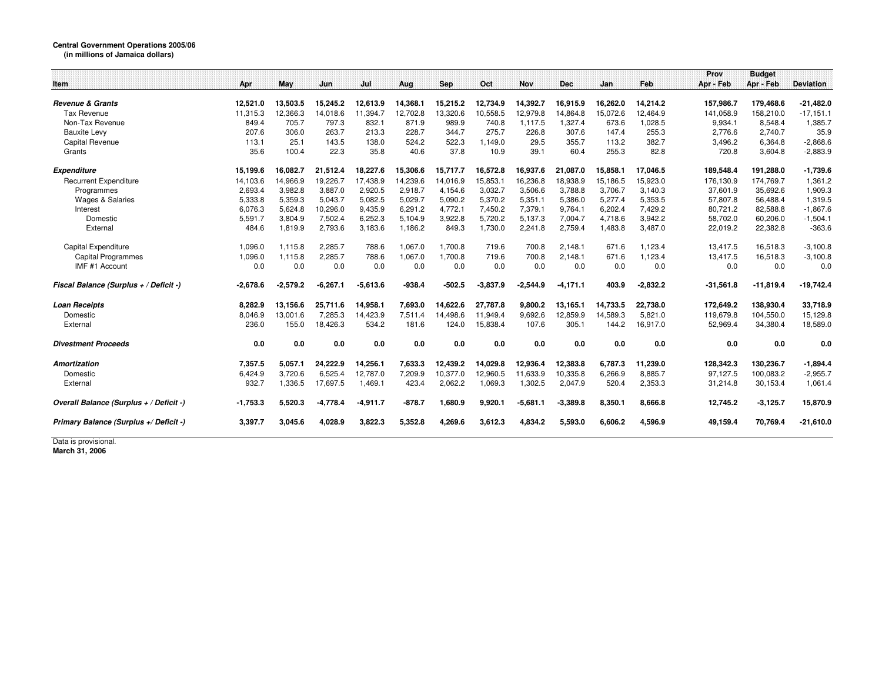**Central Government Operations 2005/06**
**(in millions of Jamaica dollars)**

| Item | Apr | May | Jun | Jul | Aug | Sep | Oct | Nov | Dec | Jan | Feb | Prov Apr - Feb | Budget Apr - Feb | Deviation |
|---|---|---|---|---|---|---|---|---|---|---|---|---|---|---|
| ***Revenue & Grants*** | **12,521.0** | **13,503.5** | **15,245.2** | **12,613.9** | **14,368.1** | **15,215.2** | **12,734.9** | **14,392.7** | **16,915.9** | **16,262.0** | **14,214.2** | **157,986.7** | **179,468.6** | **-21,482.0** |
| Tax Revenue | 11,315.3 | 12,366.3 | 14,018.6 | 11,394.7 | 12,702.8 | 13,320.6 | 10,558.5 | 12,979.8 | 14,864.8 | 15,072.6 | 12,464.9 | 141,058.9 | 158,210.0 | -17,151.1 |
| Non-Tax Revenue | 849.4 | 705.7 | 797.3 | 832.1 | 871.9 | 989.9 | 740.8 | 1,117.5 | 1,327.4 | 673.6 | 1,028.5 | 9,934.1 | 8,548.4 | 1,385.7 |
| Bauxite Levy | 207.6 | 306.0 | 263.7 | 213.3 | 228.7 | 344.7 | 275.7 | 226.8 | 307.6 | 147.4 | 255.3 | 2,776.6 | 2,740.7 | 35.9 |
| Capital Revenue | 113.1 | 25.1 | 143.5 | 138.0 | 524.2 | 522.3 | 1,149.0 | 29.5 | 355.7 | 113.2 | 382.7 | 3,496.2 | 6,364.8 | -2,868.6 |
| Grants | 35.6 | 100.4 | 22.3 | 35.8 | 40.6 | 37.8 | 10.9 | 39.1 | 60.4 | 255.3 | 82.8 | 720.8 | 3,604.8 | -2,883.9 |
| ***Expenditure*** | **15,199.6** | **16,082.7** | **21,512.4** | **18,227.6** | **15,306.6** | **15,717.7** | **16,572.8** | **16,937.6** | **21,087.0** | **15,858.1** | **17,046.5** | **189,548.4** | **191,288.0** | **-1,739.6** |
| Recurrent Expenditure | 14,103.6 | 14,966.9 | 19,226.7 | 17,438.9 | 14,239.6 | 14,016.9 | 15,853.1 | 16,236.8 | 18,938.9 | 15,186.5 | 15,923.0 | 176,130.9 | 174,769.7 | 1,361.2 |
| Programmes | 2,693.4 | 3,982.8 | 3,887.0 | 2,920.5 | 2,918.7 | 4,154.6 | 3,032.7 | 3,506.6 | 3,788.8 | 3,706.7 | 3,140.3 | 37,601.9 | 35,692.6 | 1,909.3 |
| Wages & Salaries | 5,333.8 | 5,359.3 | 5,043.7 | 5,082.5 | 5,029.7 | 5,090.2 | 5,370.2 | 5,351.1 | 5,386.0 | 5,277.4 | 5,353.5 | 57,807.8 | 56,488.4 | 1,319.5 |
| Interest | 6,076.3 | 5,624.8 | 10,296.0 | 9,435.9 | 6,291.2 | 4,772.1 | 7,450.2 | 7,379.1 | 9,764.1 | 6,202.4 | 7,429.2 | 80,721.2 | 82,588.8 | -1,867.6 |
| Domestic | 5,591.7 | 3,804.9 | 7,502.4 | 6,252.3 | 5,104.9 | 3,922.8 | 5,720.2 | 5,137.3 | 7,004.7 | 4,718.6 | 3,942.2 | 58,702.0 | 60,206.0 | -1,504.1 |
| External | 484.6 | 1,819.9 | 2,793.6 | 3,183.6 | 1,186.2 | 849.3 | 1,730.0 | 2,241.8 | 2,759.4 | 1,483.8 | 3,487.0 | 22,019.2 | 22,382.8 | -363.6 |
| Capital Expenditure | 1,096.0 | 1,115.8 | 2,285.7 | 788.6 | 1,067.0 | 1,700.8 | 719.6 | 700.8 | 2,148.1 | 671.6 | 1,123.4 | 13,417.5 | 16,518.3 | -3,100.8 |
| Capital Programmes | 1,096.0 | 1,115.8 | 2,285.7 | 788.6 | 1,067.0 | 1,700.8 | 719.6 | 700.8 | 2,148.1 | 671.6 | 1,123.4 | 13,417.5 | 16,518.3 | -3,100.8 |
| IMF #1 Account | 0.0 | 0.0 | 0.0 | 0.0 | 0.0 | 0.0 | 0.0 | 0.0 | 0.0 | 0.0 | 0.0 | 0.0 | 0.0 | 0.0 |
| ***Fiscal Balance (Surplus + / Deficit -)*** | **-2,678.6** | **-2,579.2** | **-6,267.1** | **-5,613.6** | **-938.4** | **-502.5** | **-3,837.9** | **-2,544.9** | **-4,171.1** | **403.9** | **-2,832.2** | **-31,561.8** | **-11,819.4** | **-19,742.4** |
| ***Loan Receipts*** | **8,282.9** | **13,156.6** | **25,711.6** | **14,958.1** | **7,693.0** | **14,622.6** | **27,787.8** | **9,800.2** | **13,165.1** | **14,733.5** | **22,738.0** | **172,649.2** | **138,930.4** | **33,718.9** |
| Domestic | 8,046.9 | 13,001.6 | 7,285.3 | 14,423.9 | 7,511.4 | 14,498.6 | 11,949.4 | 9,692.6 | 12,859.9 | 14,589.3 | 5,821.0 | 119,679.8 | 104,550.0 | 15,129.8 |
| External | 236.0 | 155.0 | 18,426.3 | 534.2 | 181.6 | 124.0 | 15,838.4 | 107.6 | 305.1 | 144.2 | 16,917.0 | 52,969.4 | 34,380.4 | 18,589.0 |
| ***Divestment Proceeds*** | **0.0** | **0.0** | **0.0** | **0.0** | **0.0** | **0.0** | **0.0** | **0.0** | **0.0** | **0.0** | **0.0** | **0.0** | **0.0** | **0.0** |
| ***Amortization*** | **7,357.5** | **5,057.1** | **24,222.9** | **14,256.1** | **7,633.3** | **12,439.2** | **14,029.8** | **12,936.4** | **12,383.8** | **6,787.3** | **11,239.0** | **128,342.3** | **130,236.7** | **-1,894.4** |
| Domestic | 6,424.9 | 3,720.6 | 6,525.4 | 12,787.0 | 7,209.9 | 10,377.0 | 12,960.5 | 11,633.9 | 10,335.8 | 6,266.9 | 8,885.7 | 97,127.5 | 100,083.2 | -2,955.7 |
| External | 932.7 | 1,336.5 | 17,697.5 | 1,469.1 | 423.4 | 2,062.2 | 1,069.3 | 1,302.5 | 2,047.9 | 520.4 | 2,353.3 | 31,214.8 | 30,153.4 | 1,061.4 |
| ***Overall Balance (Surplus + / Deficit -)*** | **-1,753.3** | **5,520.3** | **-4,778.4** | **-4,911.7** | **-878.7** | **1,680.9** | **9,920.1** | **-5,681.1** | **-3,389.8** | **8,350.1** | **8,666.8** | **12,745.2** | **-3,125.7** | **15,870.9** |
| ***Primary Balance (Surplus +/ Deficit -)*** | **3,397.7** | **3,045.6** | **4,028.9** | **3,822.3** | **5,352.8** | **4,269.6** | **3,612.3** | **4,834.2** | **5,593.0** | **6,606.2** | **4,596.9** | **49,159.4** | **70,769.4** | **-21,610.0** |

Data is provisional.
**March 31, 2006**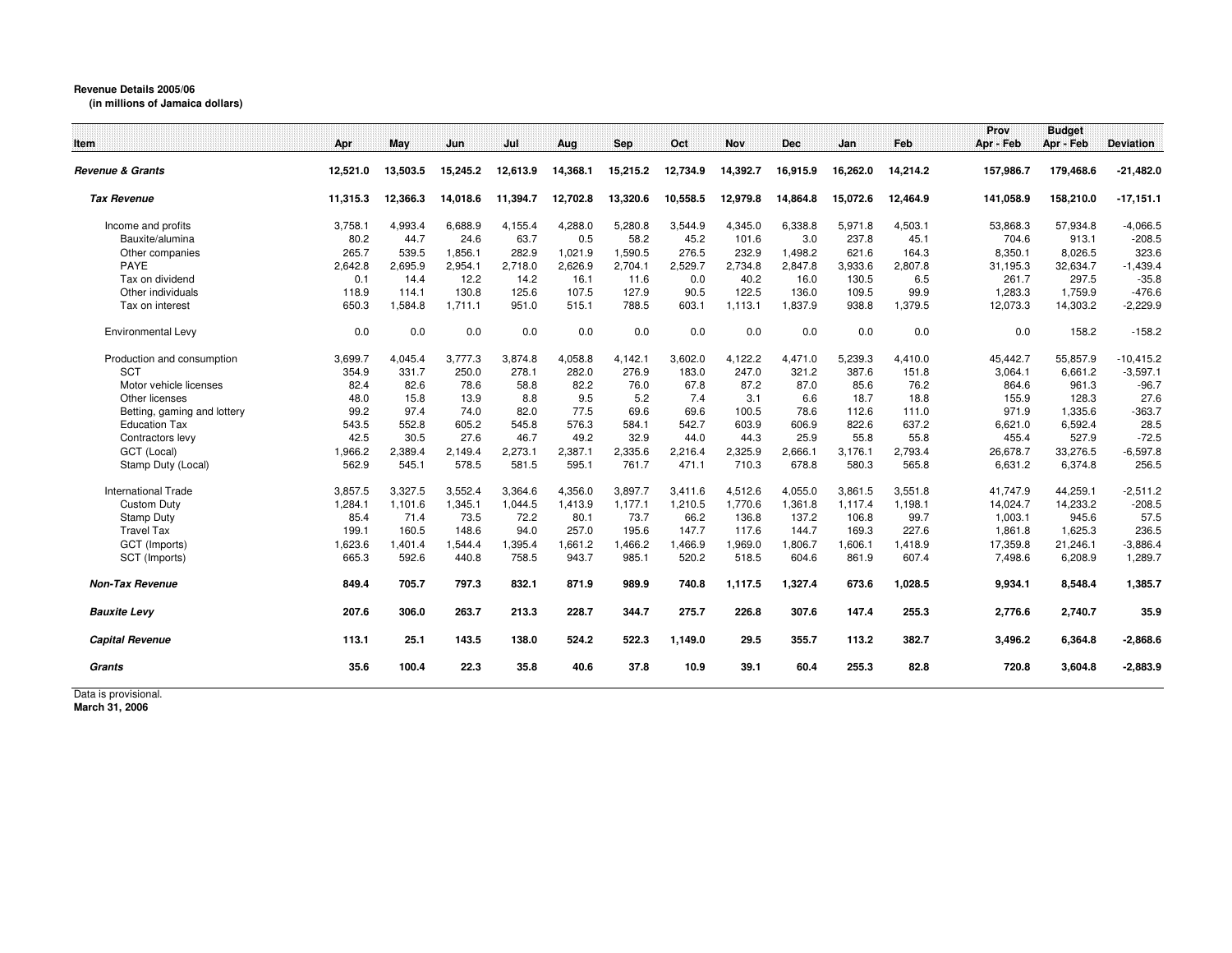**Revenue Details 2005/06**
**(in millions of Jamaica dollars)**

| Item | Apr | May | Jun | Jul | Aug | Sep | Oct | Nov | Dec | Jan | Feb | Prov Apr - Feb | Budget Apr - Feb | Deviation |
|---|---|---|---|---|---|---|---|---|---|---|---|---|---|---|
| ***Revenue & Grants*** | **12,521.0** | **13,503.5** | **15,245.2** | **12,613.9** | **14,368.1** | **15,215.2** | **12,734.9** | **14,392.7** | **16,915.9** | **16,262.0** | **14,214.2** | **157,986.7** | **179,468.6** | **-21,482.0** |
| ***Tax Revenue*** | **11,315.3** | **12,366.3** | **14,018.6** | **11,394.7** | **12,702.8** | **13,320.6** | **10,558.5** | **12,979.8** | **14,864.8** | **15,072.6** | **12,464.9** | **141,058.9** | **158,210.0** | **-17,151.1** |
| Income and profits | 3,758.1 | 4,993.4 | 6,688.9 | 4,155.4 | 4,288.0 | 5,280.8 | 3,544.9 | 4,345.0 | 6,338.8 | 5,971.8 | 4,503.1 | 53,868.3 | 57,934.8 | -4,066.5 |
| Bauxite/alumina | 80.2 | 44.7 | 24.6 | 63.7 | 0.5 | 58.2 | 45.2 | 101.6 | 3.0 | 237.8 | 45.1 | 704.6 | 913.1 | -208.5 |
| Other companies | 265.7 | 539.5 | 1,856.1 | 282.9 | 1,021.9 | 1,590.5 | 276.5 | 232.9 | 1,498.2 | 621.6 | 164.3 | 8,350.1 | 8,026.5 | 323.6 |
| PAYE | 2,642.8 | 2,695.9 | 2,954.1 | 2,718.0 | 2,626.9 | 2,704.1 | 2,529.7 | 2,734.8 | 2,847.8 | 3,933.6 | 2,807.8 | 31,195.3 | 32,634.7 | -1,439.4 |
| Tax on dividend | 0.1 | 14.4 | 12.2 | 14.2 | 16.1 | 11.6 | 0.0 | 40.2 | 16.0 | 130.5 | 6.5 | 261.7 | 297.5 | -35.8 |
| Other individuals | 118.9 | 114.1 | 130.8 | 125.6 | 107.5 | 127.9 | 90.5 | 122.5 | 136.0 | 109.5 | 99.9 | 1,283.3 | 1,759.9 | -476.6 |
| Tax on interest | 650.3 | 1,584.8 | 1,711.1 | 951.0 | 515.1 | 788.5 | 603.1 | 1,113.1 | 1,837.9 | 938.8 | 1,379.5 | 12,073.3 | 14,303.2 | -2,229.9 |
| Environmental Levy | 0.0 | 0.0 | 0.0 | 0.0 | 0.0 | 0.0 | 0.0 | 0.0 | 0.0 | 0.0 | 0.0 | 0.0 | 158.2 | -158.2 |
| Production and consumption | 3,699.7 | 4,045.4 | 3,777.3 | 3,874.8 | 4,058.8 | 4,142.1 | 3,602.0 | 4,122.2 | 4,471.0 | 5,239.3 | 4,410.0 | 45,442.7 | 55,857.9 | -10,415.2 |
| SCT | 354.9 | 331.7 | 250.0 | 278.1 | 282.0 | 276.9 | 183.0 | 247.0 | 321.2 | 387.6 | 151.8 | 3,064.1 | 6,661.2 | -3,597.1 |
| Motor vehicle licenses | 82.4 | 82.6 | 78.6 | 58.8 | 82.2 | 76.0 | 67.8 | 87.2 | 87.0 | 85.6 | 76.2 | 864.6 | 961.3 | -96.7 |
| Other licenses | 48.0 | 15.8 | 13.9 | 8.8 | 9.5 | 5.2 | 7.4 | 3.1 | 6.6 | 18.7 | 18.8 | 155.9 | 128.3 | 27.6 |
| Betting, gaming and lottery | 99.2 | 97.4 | 74.0 | 82.0 | 77.5 | 69.6 | 69.6 | 100.5 | 78.6 | 112.6 | 111.0 | 971.9 | 1,335.6 | -363.7 |
| Education Tax | 543.5 | 552.8 | 605.2 | 545.8 | 576.3 | 584.1 | 542.7 | 603.9 | 606.9 | 822.6 | 637.2 | 6,621.0 | 6,592.4 | 28.5 |
| Contractors levy | 42.5 | 30.5 | 27.6 | 46.7 | 49.2 | 32.9 | 44.0 | 44.3 | 25.9 | 55.8 | 55.8 | 455.4 | 527.9 | -72.5 |
| GCT (Local) | 1,966.2 | 2,389.4 | 2,149.4 | 2,273.1 | 2,387.1 | 2,335.6 | 2,216.4 | 2,325.9 | 2,666.1 | 3,176.1 | 2,793.4 | 26,678.7 | 33,276.5 | -6,597.8 |
| Stamp Duty (Local) | 562.9 | 545.1 | 578.5 | 581.5 | 595.1 | 761.7 | 471.1 | 710.3 | 678.8 | 580.3 | 565.8 | 6,631.2 | 6,374.8 | 256.5 |
| International Trade | 3,857.5 | 3,327.5 | 3,552.4 | 3,364.6 | 4,356.0 | 3,897.7 | 3,411.6 | 4,512.6 | 4,055.0 | 3,861.5 | 3,551.8 | 41,747.9 | 44,259.1 | -2,511.2 |
| Custom Duty | 1,284.1 | 1,101.6 | 1,345.1 | 1,044.5 | 1,413.9 | 1,177.1 | 1,210.5 | 1,770.6 | 1,361.8 | 1,117.4 | 1,198.1 | 14,024.7 | 14,233.2 | -208.5 |
| Stamp Duty | 85.4 | 71.4 | 73.5 | 72.2 | 80.1 | 73.7 | 66.2 | 136.8 | 137.2 | 106.8 | 99.7 | 1,003.1 | 945.6 | 57.5 |
| Travel Tax | 199.1 | 160.5 | 148.6 | 94.0 | 257.0 | 195.6 | 147.7 | 117.6 | 144.7 | 169.3 | 227.6 | 1,861.8 | 1,625.3 | 236.5 |
| GCT (Imports) | 1,623.6 | 1,401.4 | 1,544.4 | 1,395.4 | 1,661.2 | 1,466.2 | 1,466.9 | 1,969.0 | 1,806.7 | 1,606.1 | 1,418.9 | 17,359.8 | 21,246.1 | -3,886.4 |
| SCT (Imports) | 665.3 | 592.6 | 440.8 | 758.5 | 943.7 | 985.1 | 520.2 | 518.5 | 604.6 | 861.9 | 607.4 | 7,498.6 | 6,208.9 | 1,289.7 |
| ***Non-Tax Revenue*** | **849.4** | **705.7** | **797.3** | **832.1** | **871.9** | **989.9** | **740.8** | **1,117.5** | **1,327.4** | **673.6** | **1,028.5** | **9,934.1** | **8,548.4** | **1,385.7** |
| ***Bauxite Levy*** | **207.6** | **306.0** | **263.7** | **213.3** | **228.7** | **344.7** | **275.7** | **226.8** | **307.6** | **147.4** | **255.3** | **2,776.6** | **2,740.7** | **35.9** |
| ***Capital Revenue*** | **113.1** | **25.1** | **143.5** | **138.0** | **524.2** | **522.3** | **1,149.0** | **29.5** | **355.7** | **113.2** | **382.7** | **3,496.2** | **6,364.8** | **-2,868.6** |
| ***Grants*** | **35.6** | **100.4** | **22.3** | **35.8** | **40.6** | **37.8** | **10.9** | **39.1** | **60.4** | **255.3** | **82.8** | **720.8** | **3,604.8** | **-2,883.9** |

Data is provisional.
**March 31, 2006**